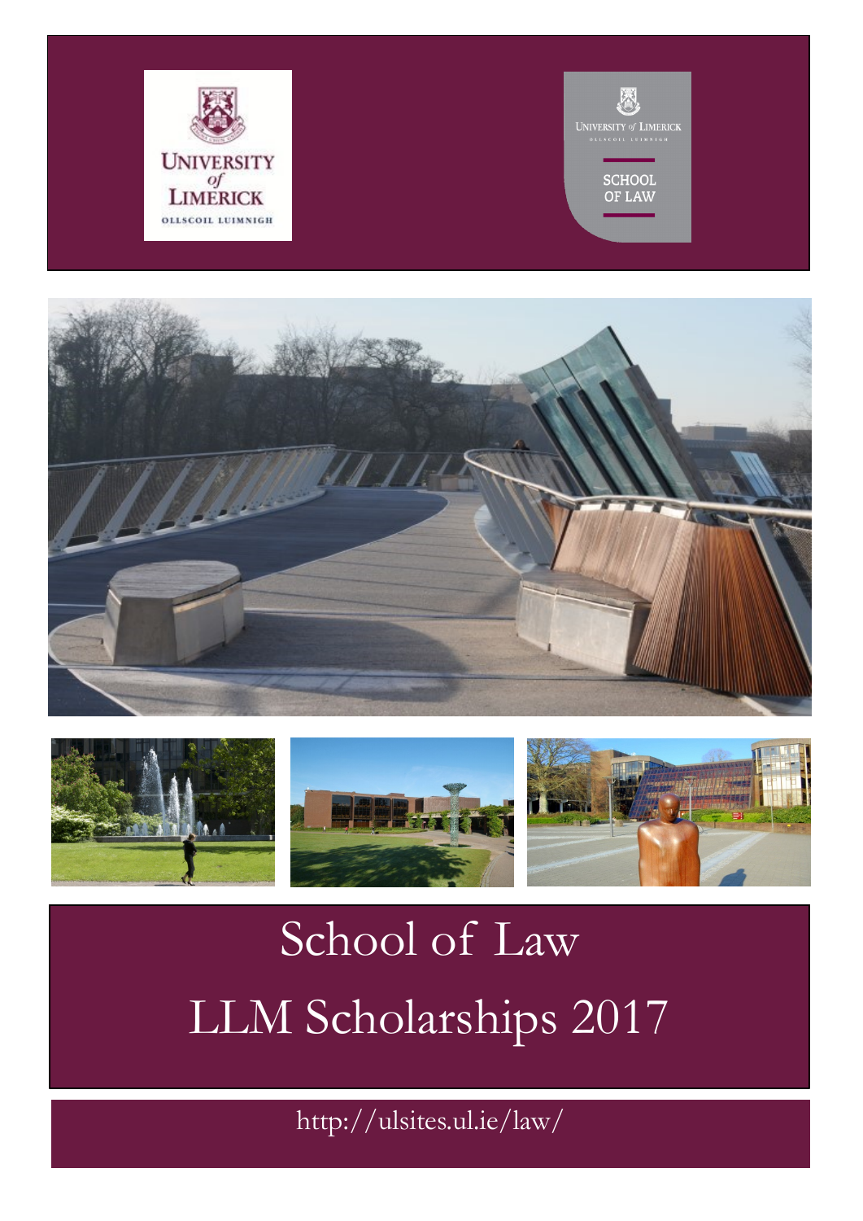# School of Law

# LLM Scholarships 2017

http://ulsites.ul.ie/law/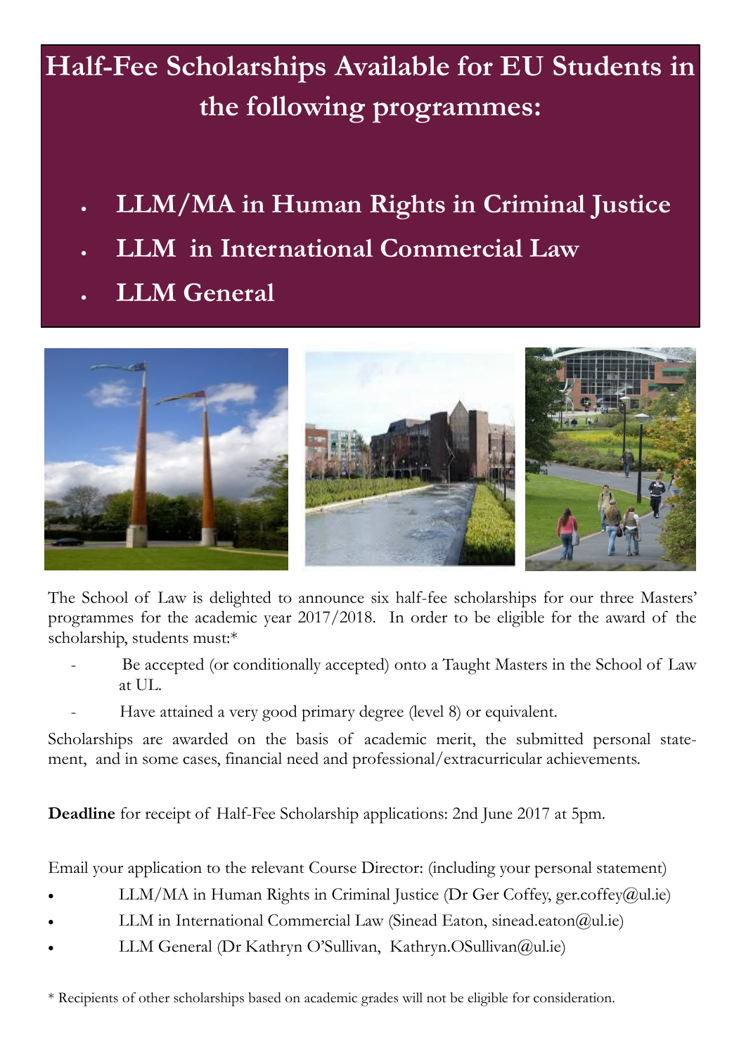# Half-Fee Scholarships Available for EU Students in the following programmes:

- **LLM/MA in Human Rights in Criminal Justice**
- **LLM in International Commercial Law**
- **LLM General**

The School of Law is delighted to announce six half-fee scholarships for our three Masters' programmes for the academic year 2017/2018. In order to be eligible for the award of the scholarship, students must:*

- Be accepted (or conditionally accepted) onto a Taught Masters in the School of Law at UL.
- Have attained a very good primary degree (level 8) or equivalent.

Scholarships are awarded on the basis of academic merit, the submitted personal statement, and in some cases, financial need and professional/extracurricular achievements.

**Deadline** for receipt of Half-Fee Scholarship applications: 2nd June 2017 at 5pm.

Email your application to the relevant Course Director: (including your personal statement)

- LLM/MA in Human Rights in Criminal Justice (Dr Ger Coffey, ger.coffey@ul.ie)
- LLM in International Commercial Law (Sinead Eaton, sinead.eaton@ul.ie)
- LLM General (Dr Kathryn O'Sullivan, Kathryn.OSullivan@ul.ie)

* Recipients of other scholarships based on academic grades will not be eligible for consideration.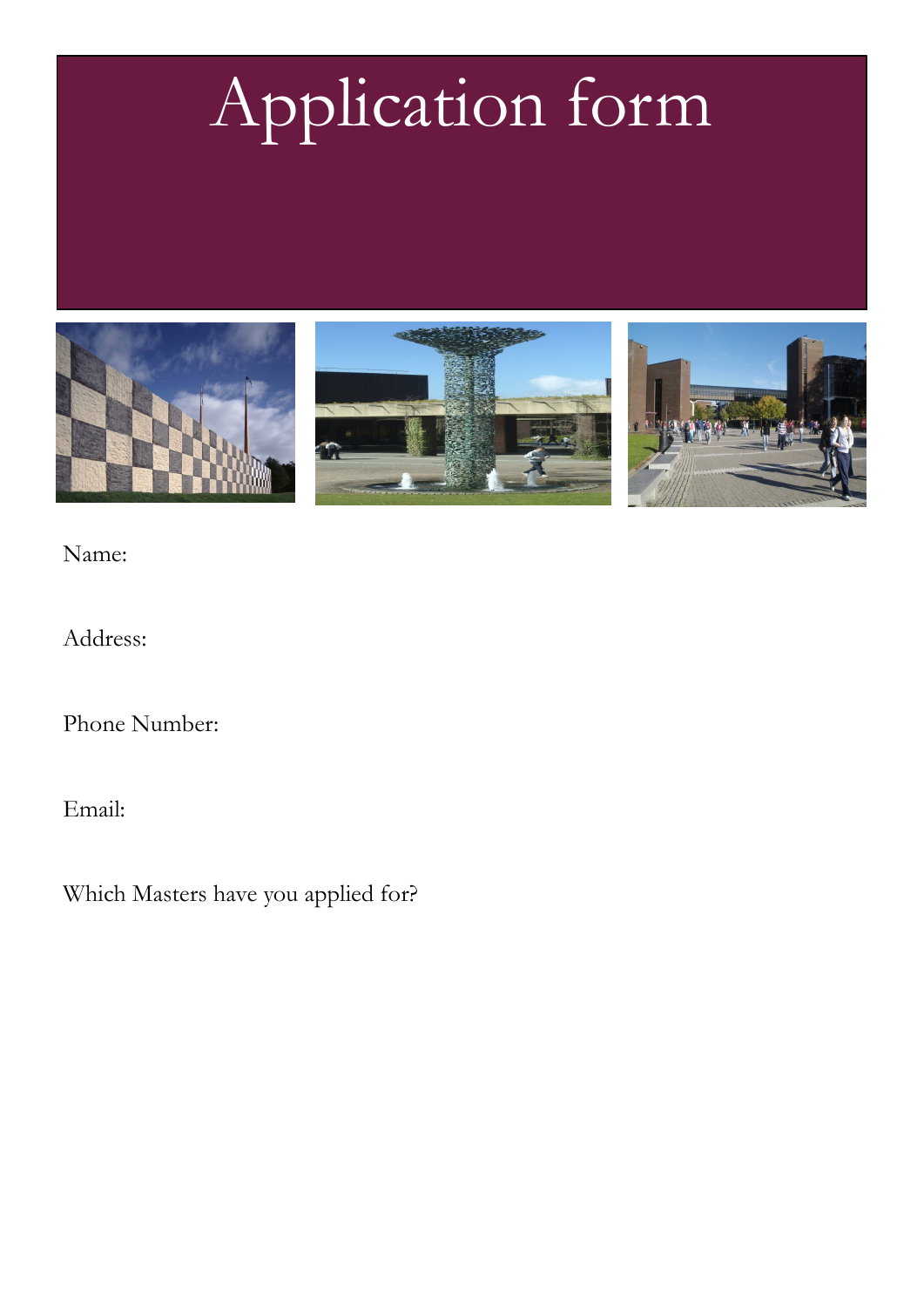# Application form

Name:

Address:

Phone Number:

Email:

Which Masters have you applied for?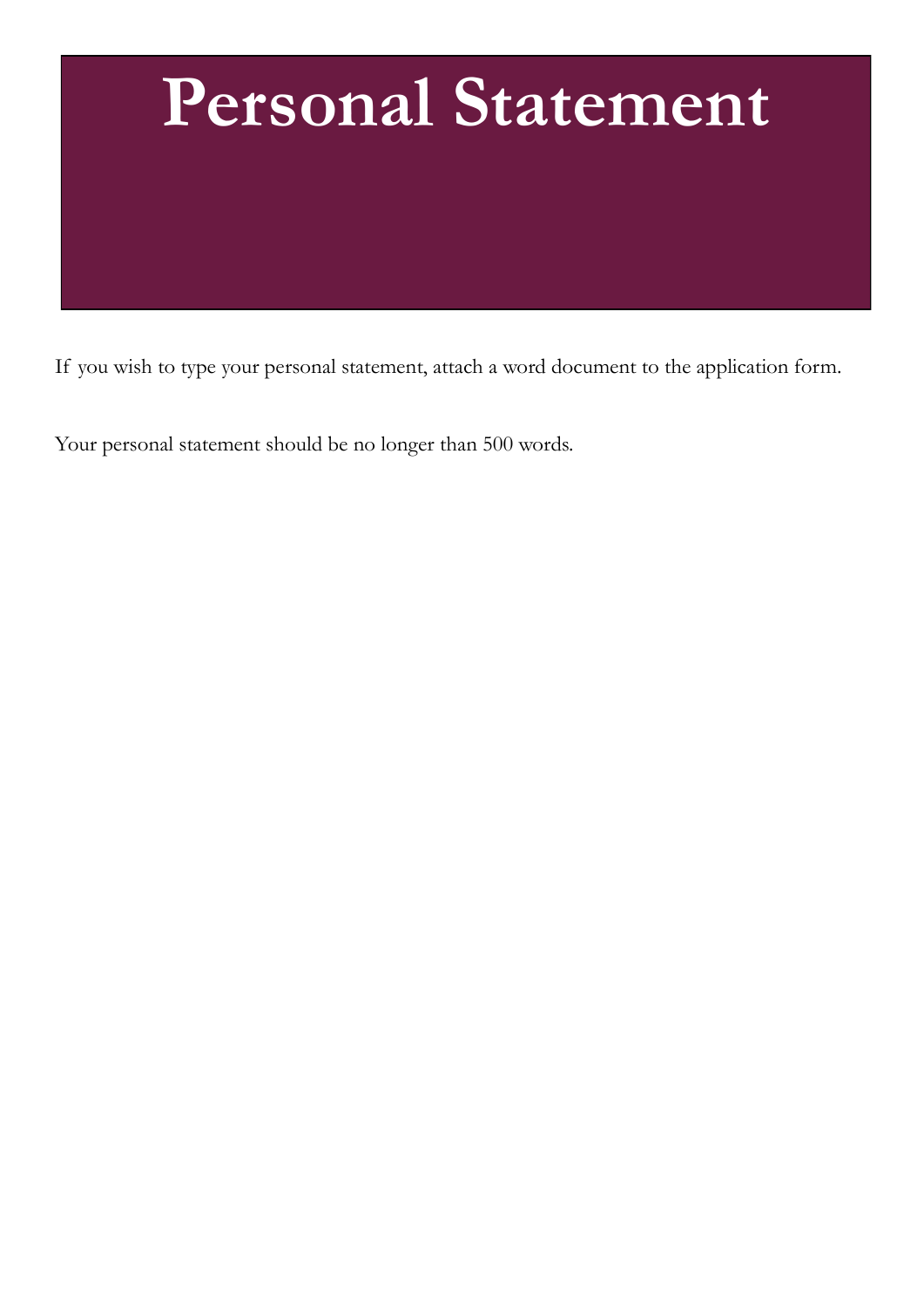# Personal Statement

If you wish to type your personal statement, attach a word document to the application form.

Your personal statement should be no longer than 500 words.